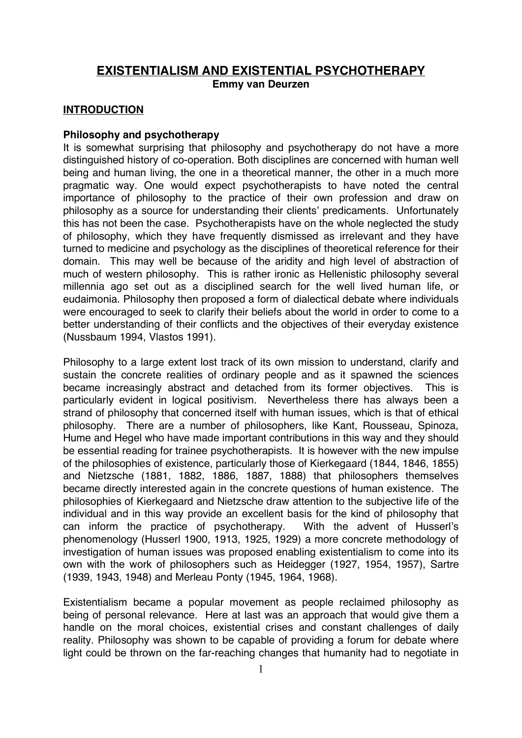# EXISTENTIALISM AND EXISTENTIAL PSYCHOTHERAPY

**Emmy van Deurzen**

## INTRODUCTION

### Philosophy and psychotherapy

It is somewhat surprising that philosophy and psychotherapy do not have a more distinguished history of co-operation. Both disciplines are concerned with human well being and human living, the one in a theoretical manner, the other in a much more pragmatic way. One would expect psychotherapists to have noted the central importance of philosophy to the practice of their own profession and draw on philosophy as a source for understanding their clients' predicaments. Unfortunately this has not been the case. Psychotherapists have on the whole neglected the study of philosophy, which they have frequently dismissed as irrelevant and they have turned to medicine and psychology as the disciplines of theoretical reference for their domain. This may well be because of the aridity and high level of abstraction of much of western philosophy. This is rather ironic as Hellenistic philosophy several millennia ago set out as a disciplined search for the well lived human life, or eudaimonia. Philosophy then proposed a form of dialectical debate where individuals were encouraged to seek to clarify their beliefs about the world in order to come to a better understanding of their conflicts and the objectives of their everyday existence (Nussbaum 1994, Vlastos 1991).

Philosophy to a large extent lost track of its own mission to understand, clarify and sustain the concrete realities of ordinary people and as it spawned the sciences became increasingly abstract and detached from its former objectives. This is particularly evident in logical positivism. Nevertheless there has always been a strand of philosophy that concerned itself with human issues, which is that of ethical philosophy. There are a number of philosophers, like Kant, Rousseau, Spinoza, Hume and Hegel who have made important contributions in this way and they should be essential reading for trainee psychotherapists. It is however with the new impulse of the philosophies of existence, particularly those of Kierkegaard (1844, 1846, 1855) and Nietzsche (1881, 1882, 1886, 1887, 1888) that philosophers themselves became directly interested again in the concrete questions of human existence. The philosophies of Kierkegaard and Nietzsche draw attention to the subjective life of the individual and in this way provide an excellent basis for the kind of philosophy that can inform the practice of psychotherapy. With the advent of Husserl's phenomenology (Husserl 1900, 1913, 1925, 1929) a more concrete methodology of investigation of human issues was proposed enabling existentialism to come into its own with the work of philosophers such as Heidegger (1927, 1954, 1957), Sartre (1939, 1943, 1948) and Merleau Ponty (1945, 1964, 1968).

Existentialism became a popular movement as people reclaimed philosophy as being of personal relevance. Here at last was an approach that would give them a handle on the moral choices, existential crises and constant challenges of daily reality. Philosophy was shown to be capable of providing a forum for debate where light could be thrown on the far-reaching changes that humanity had to negotiate in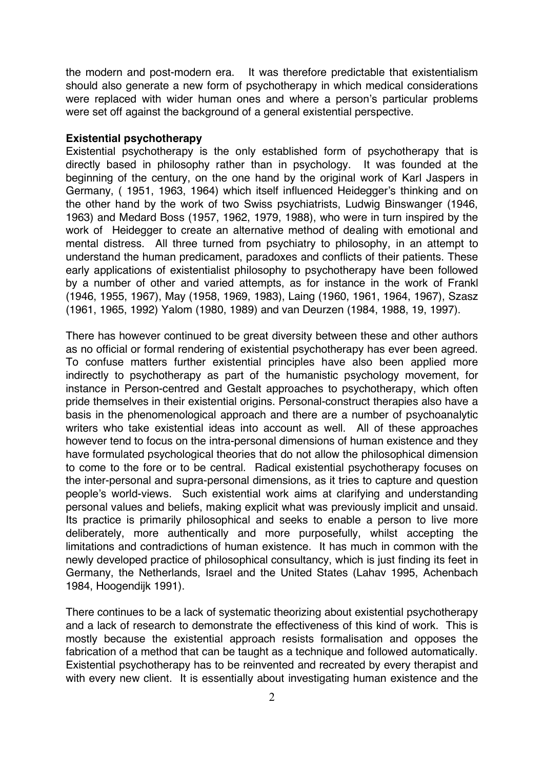the modern and post-modern era. It was therefore predictable that existentialism should also generate a new form of psychotherapy in which medical considerations were replaced with wider human ones and where a person's particular problems were set off against the background of a general existential perspective.

**Existential psychotherapy**

Existential psychotherapy is the only established form of psychotherapy that is directly based in philosophy rather than in psychology. It was founded at the beginning of the century, on the one hand by the original work of Karl Jaspers in Germany, ( 1951, 1963, 1964) which itself influenced Heidegger's thinking and on the other hand by the work of two Swiss psychiatrists, Ludwig Binswanger (1946, 1963) and Medard Boss (1957, 1962, 1979, 1988), who were in turn inspired by the work of Heidegger to create an alternative method of dealing with emotional and mental distress. All three turned from psychiatry to philosophy, in an attempt to understand the human predicament, paradoxes and conflicts of their patients. These early applications of existentialist philosophy to psychotherapy have been followed by a number of other and varied attempts, as for instance in the work of Frankl (1946, 1955, 1967), May (1958, 1969, 1983), Laing (1960, 1961, 1964, 1967), Szasz (1961, 1965, 1992) Yalom (1980, 1989) and van Deurzen (1984, 1988, 19, 1997).

There has however continued to be great diversity between these and other authors as no official or formal rendering of existential psychotherapy has ever been agreed. To confuse matters further existential principles have also been applied more indirectly to psychotherapy as part of the humanistic psychology movement, for instance in Person-centred and Gestalt approaches to psychotherapy, which often pride themselves in their existential origins. Personal-construct therapies also have a basis in the phenomenological approach and there are a number of psychoanalytic writers who take existential ideas into account as well. All of these approaches however tend to focus on the intra-personal dimensions of human existence and they have formulated psychological theories that do not allow the philosophical dimension to come to the fore or to be central. Radical existential psychotherapy focuses on the inter-personal and supra-personal dimensions, as it tries to capture and question people's world-views. Such existential work aims at clarifying and understanding personal values and beliefs, making explicit what was previously implicit and unsaid. Its practice is primarily philosophical and seeks to enable a person to live more deliberately, more authentically and more purposefully, whilst accepting the limitations and contradictions of human existence. It has much in common with the newly developed practice of philosophical consultancy, which is just finding its feet in Germany, the Netherlands, Israel and the United States (Lahav 1995, Achenbach 1984, Hoogendijk 1991).

There continues to be a lack of systematic theorizing about existential psychotherapy and a lack of research to demonstrate the effectiveness of this kind of work. This is mostly because the existential approach resists formalisation and opposes the fabrication of a method that can be taught as a technique and followed automatically. Existential psychotherapy has to be reinvented and recreated by every therapist and with every new client. It is essentially about investigating human existence and the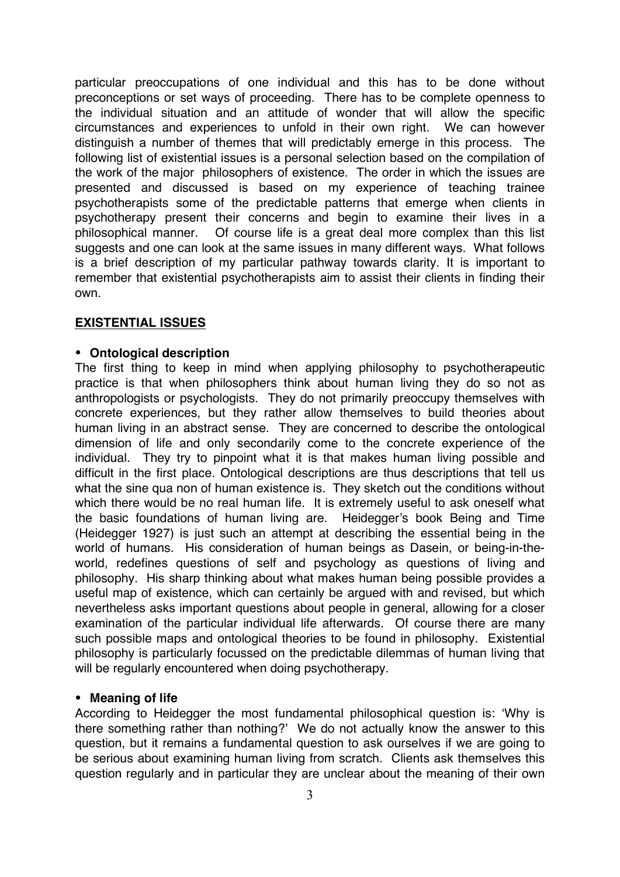particular preoccupations of one individual and this has to be done without preconceptions or set ways of proceeding. There has to be complete openness to the individual situation and an attitude of wonder that will allow the specific circumstances and experiences to unfold in their own right. We can however distinguish a number of themes that will predictably emerge in this process. The following list of existential issues is a personal selection based on the compilation of the work of the major philosophers of existence. The order in which the issues are presented and discussed is based on my experience of teaching trainee psychotherapists some of the predictable patterns that emerge when clients in psychotherapy present their concerns and begin to examine their lives in a philosophical manner. Of course life is a great deal more complex than this list suggests and one can look at the same issues in many different ways. What follows is a brief description of my particular pathway towards clarity. It is important to remember that existential psychotherapists aim to assist their clients in finding their own.

## EXISTENTIAL ISSUES

- **Ontological description**

The first thing to keep in mind when applying philosophy to psychotherapeutic practice is that when philosophers think about human living they do so not as anthropologists or psychologists. They do not primarily preoccupy themselves with concrete experiences, but they rather allow themselves to build theories about human living in an abstract sense. They are concerned to describe the ontological dimension of life and only secondarily come to the concrete experience of the individual. They try to pinpoint what it is that makes human living possible and difficult in the first place. Ontological descriptions are thus descriptions that tell us what the sine qua non of human existence is. They sketch out the conditions without which there would be no real human life. It is extremely useful to ask oneself what the basic foundations of human living are. Heidegger's book Being and Time (Heidegger 1927) is just such an attempt at describing the essential being in the world of humans. His consideration of human beings as Dasein, or being-in-the-world, redefines questions of self and psychology as questions of living and philosophy. His sharp thinking about what makes human being possible provides a useful map of existence, which can certainly be argued with and revised, but which nevertheless asks important questions about people in general, allowing for a closer examination of the particular individual life afterwards. Of course there are many such possible maps and ontological theories to be found in philosophy. Existential philosophy is particularly focussed on the predictable dilemmas of human living that will be regularly encountered when doing psychotherapy.

- **Meaning of life**

According to Heidegger the most fundamental philosophical question is: 'Why is there something rather than nothing?' We do not actually know the answer to this question, but it remains a fundamental question to ask ourselves if we are going to be serious about examining human living from scratch. Clients ask themselves this question regularly and in particular they are unclear about the meaning of their own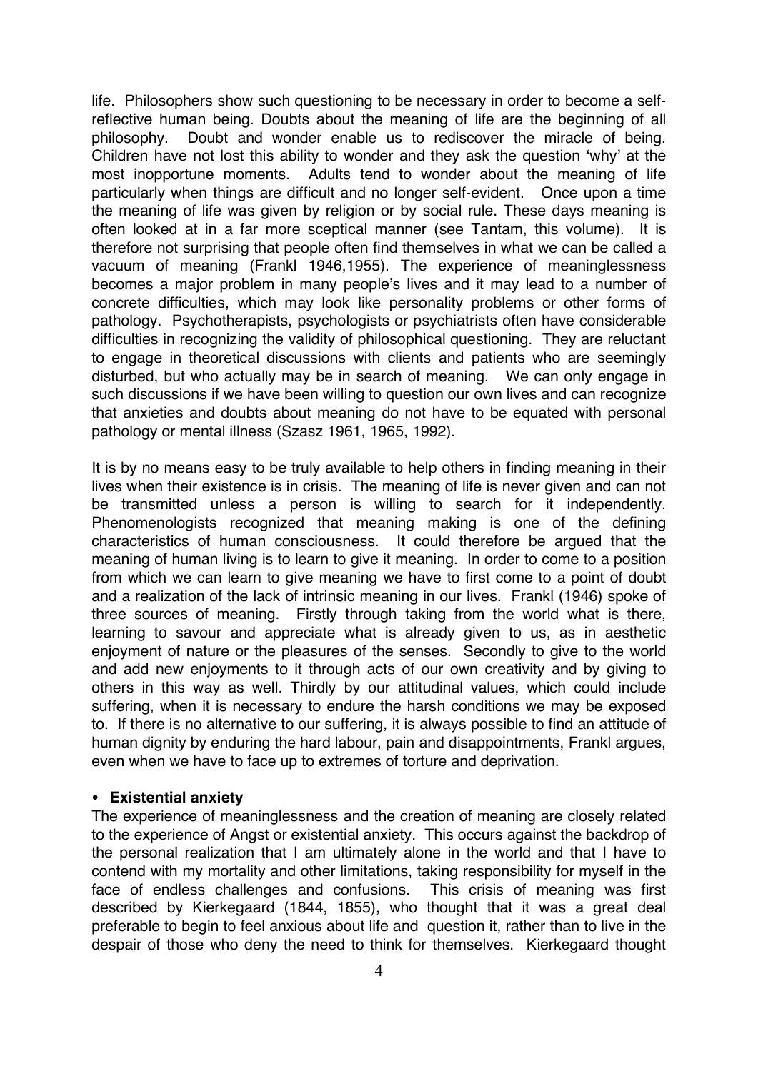life. Philosophers show such questioning to be necessary in order to become a self-reflective human being. Doubts about the meaning of life are the beginning of all philosophy. Doubt and wonder enable us to rediscover the miracle of being. Children have not lost this ability to wonder and they ask the question 'why' at the most inopportune moments. Adults tend to wonder about the meaning of life particularly when things are difficult and no longer self-evident. Once upon a time the meaning of life was given by religion or by social rule. These days meaning is often looked at in a far more sceptical manner (see Tantam, this volume). It is therefore not surprising that people often find themselves in what we can be called a vacuum of meaning (Frankl 1946,1955). The experience of meaninglessness becomes a major problem in many people's lives and it may lead to a number of concrete difficulties, which may look like personality problems or other forms of pathology. Psychotherapists, psychologists or psychiatrists often have considerable difficulties in recognizing the validity of philosophical questioning. They are reluctant to engage in theoretical discussions with clients and patients who are seemingly disturbed, but who actually may be in search of meaning. We can only engage in such discussions if we have been willing to question our own lives and can recognize that anxieties and doubts about meaning do not have to be equated with personal pathology or mental illness (Szasz 1961, 1965, 1992).

It is by no means easy to be truly available to help others in finding meaning in their lives when their existence is in crisis. The meaning of life is never given and can not be transmitted unless a person is willing to search for it independently. Phenomenologists recognized that meaning making is one of the defining characteristics of human consciousness. It could therefore be argued that the meaning of human living is to learn to give it meaning. In order to come to a position from which we can learn to give meaning we have to first come to a point of doubt and a realization of the lack of intrinsic meaning in our lives. Frankl (1946) spoke of three sources of meaning. Firstly through taking from the world what is there, learning to savour and appreciate what is already given to us, as in aesthetic enjoyment of nature or the pleasures of the senses. Secondly to give to the world and add new enjoyments to it through acts of our own creativity and by giving to others in this way as well. Thirdly by our attitudinal values, which could include suffering, when it is necessary to endure the harsh conditions we may be exposed to. If there is no alternative to our suffering, it is always possible to find an attitude of human dignity by enduring the hard labour, pain and disappointments, Frankl argues, even when we have to face up to extremes of torture and deprivation.

- **Existential anxiety**

The experience of meaninglessness and the creation of meaning are closely related to the experience of Angst or existential anxiety. This occurs against the backdrop of the personal realization that I am ultimately alone in the world and that I have to contend with my mortality and other limitations, taking responsibility for myself in the face of endless challenges and confusions. This crisis of meaning was first described by Kierkegaard (1844, 1855), who thought that it was a great deal preferable to begin to feel anxious about life and question it, rather than to live in the despair of those who deny the need to think for themselves. Kierkegaard thought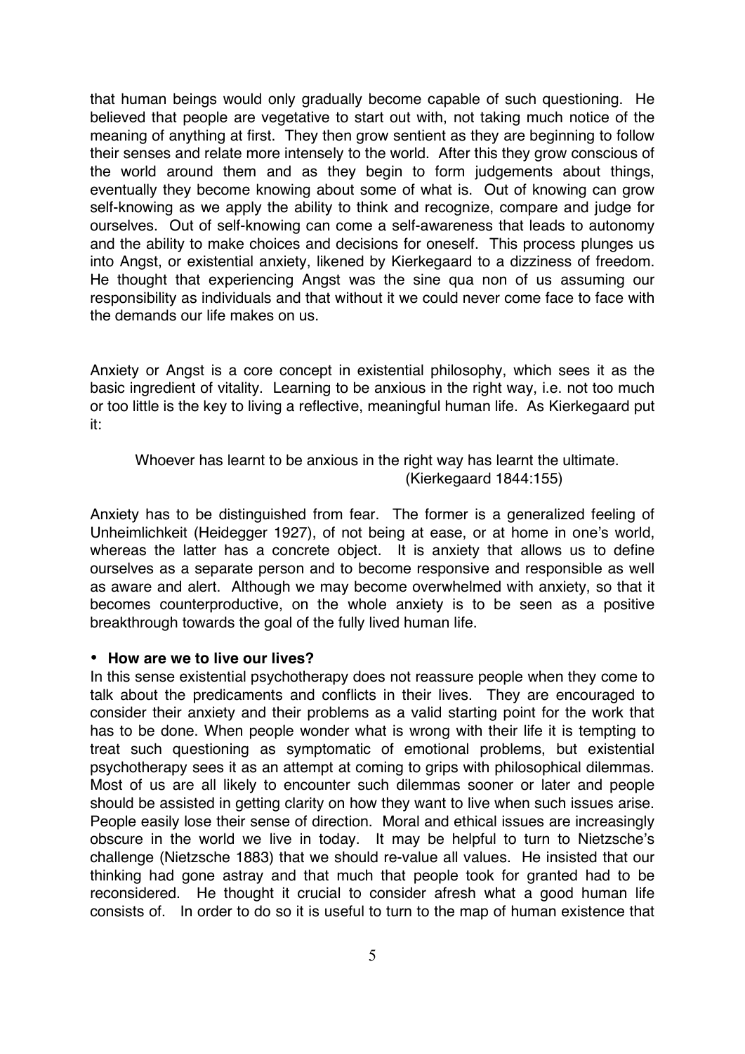that human beings would only gradually become capable of such questioning. He believed that people are vegetative to start out with, not taking much notice of the meaning of anything at first. They then grow sentient as they are beginning to follow their senses and relate more intensely to the world. After this they grow conscious of the world around them and as they begin to form judgements about things, eventually they become knowing about some of what is. Out of knowing can grow self-knowing as we apply the ability to think and recognize, compare and judge for ourselves. Out of self-knowing can come a self-awareness that leads to autonomy and the ability to make choices and decisions for oneself. This process plunges us into Angst, or existential anxiety, likened by Kierkegaard to a dizziness of freedom. He thought that experiencing Angst was the sine qua non of us assuming our responsibility as individuals and that without it we could never come face to face with the demands our life makes on us.

Anxiety or Angst is a core concept in existential philosophy, which sees it as the basic ingredient of vitality. Learning to be anxious in the right way, i.e. not too much or too little is the key to living a reflective, meaningful human life. As Kierkegaard put it:

> Whoever has learnt to be anxious in the right way has learnt the ultimate.
> (Kierkegaard 1844:155)

Anxiety has to be distinguished from fear. The former is a generalized feeling of Unheimlichkeit (Heidegger 1927), of not being at ease, or at home in one's world, whereas the latter has a concrete object. It is anxiety that allows us to define ourselves as a separate person and to become responsive and responsible as well as aware and alert. Although we may become overwhelmed with anxiety, so that it becomes counterproductive, on the whole anxiety is to be seen as a positive breakthrough towards the goal of the fully lived human life.

- **How are we to live our lives?**

In this sense existential psychotherapy does not reassure people when they come to talk about the predicaments and conflicts in their lives. They are encouraged to consider their anxiety and their problems as a valid starting point for the work that has to be done. When people wonder what is wrong with their life it is tempting to treat such questioning as symptomatic of emotional problems, but existential psychotherapy sees it as an attempt at coming to grips with philosophical dilemmas. Most of us are all likely to encounter such dilemmas sooner or later and people should be assisted in getting clarity on how they want to live when such issues arise. People easily lose their sense of direction. Moral and ethical issues are increasingly obscure in the world we live in today. It may be helpful to turn to Nietzsche's challenge (Nietzsche 1883) that we should re-value all values. He insisted that our thinking had gone astray and that much that people took for granted had to be reconsidered. He thought it crucial to consider afresh what a good human life consists of. In order to do so it is useful to turn to the map of human existence that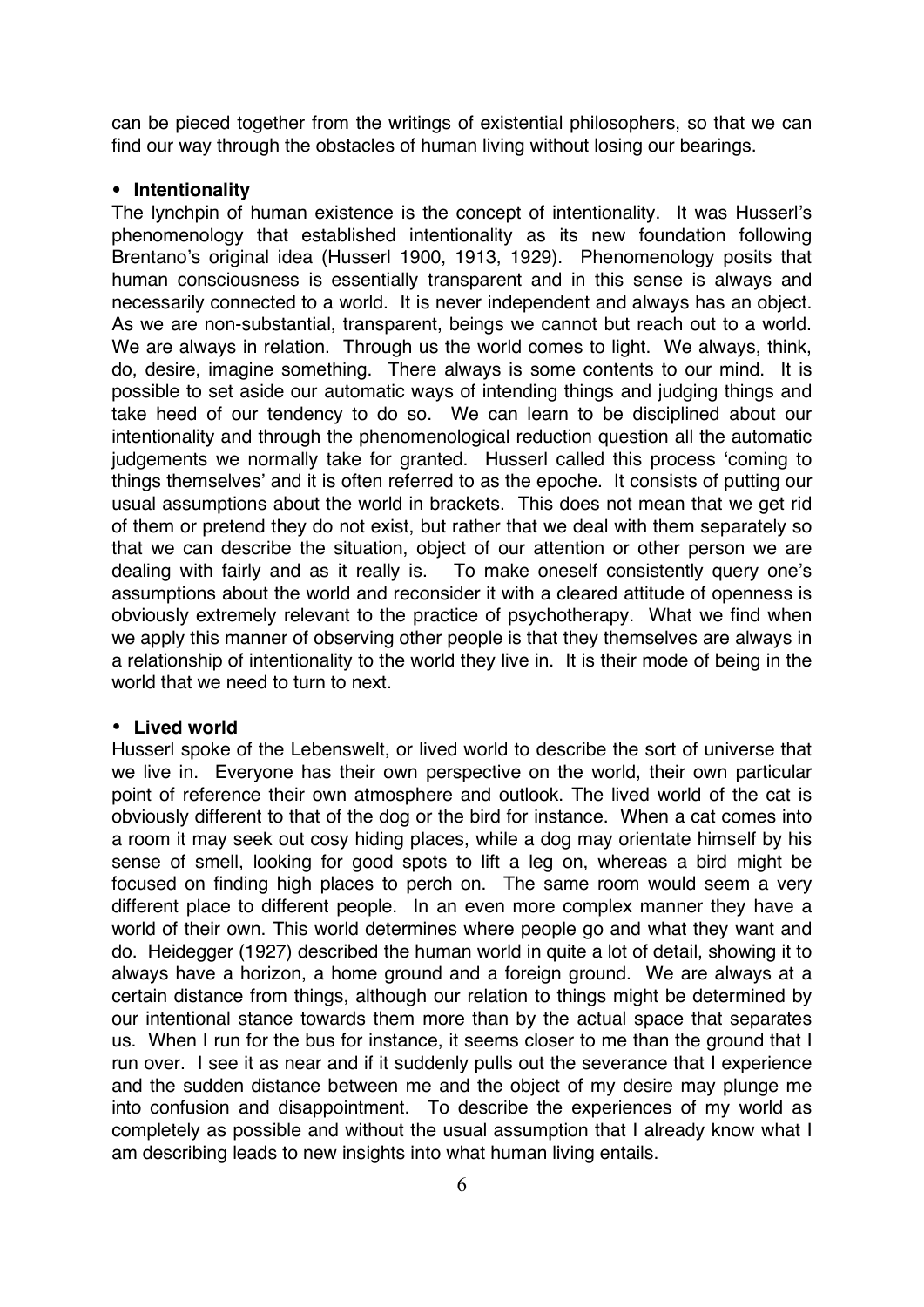can be pieced together from the writings of existential philosophers, so that we can find our way through the obstacles of human living without losing our bearings.

- **Intentionality**

The lynchpin of human existence is the concept of intentionality. It was Husserl's phenomenology that established intentionality as its new foundation following Brentano's original idea (Husserl 1900, 1913, 1929). Phenomenology posits that human consciousness is essentially transparent and in this sense is always and necessarily connected to a world. It is never independent and always has an object. As we are non-substantial, transparent, beings we cannot but reach out to a world. We are always in relation. Through us the world comes to light. We always, think, do, desire, imagine something. There always is some contents to our mind. It is possible to set aside our automatic ways of intending things and judging things and take heed of our tendency to do so. We can learn to be disciplined about our intentionality and through the phenomenological reduction question all the automatic judgements we normally take for granted. Husserl called this process 'coming to things themselves' and it is often referred to as the epoche. It consists of putting our usual assumptions about the world in brackets. This does not mean that we get rid of them or pretend they do not exist, but rather that we deal with them separately so that we can describe the situation, object of our attention or other person we are dealing with fairly and as it really is. To make oneself consistently query one's assumptions about the world and reconsider it with a cleared attitude of openness is obviously extremely relevant to the practice of psychotherapy. What we find when we apply this manner of observing other people is that they themselves are always in a relationship of intentionality to the world they live in. It is their mode of being in the world that we need to turn to next.

- **Lived world**

Husserl spoke of the Lebenswelt, or lived world to describe the sort of universe that we live in. Everyone has their own perspective on the world, their own particular point of reference their own atmosphere and outlook. The lived world of the cat is obviously different to that of the dog or the bird for instance. When a cat comes into a room it may seek out cosy hiding places, while a dog may orientate himself by his sense of smell, looking for good spots to lift a leg on, whereas a bird might be focused on finding high places to perch on. The same room would seem a very different place to different people. In an even more complex manner they have a world of their own. This world determines where people go and what they want and do. Heidegger (1927) described the human world in quite a lot of detail, showing it to always have a horizon, a home ground and a foreign ground. We are always at a certain distance from things, although our relation to things might be determined by our intentional stance towards them more than by the actual space that separates us. When I run for the bus for instance, it seems closer to me than the ground that I run over. I see it as near and if it suddenly pulls out the severance that I experience and the sudden distance between me and the object of my desire may plunge me into confusion and disappointment. To describe the experiences of my world as completely as possible and without the usual assumption that I already know what I am describing leads to new insights into what human living entails.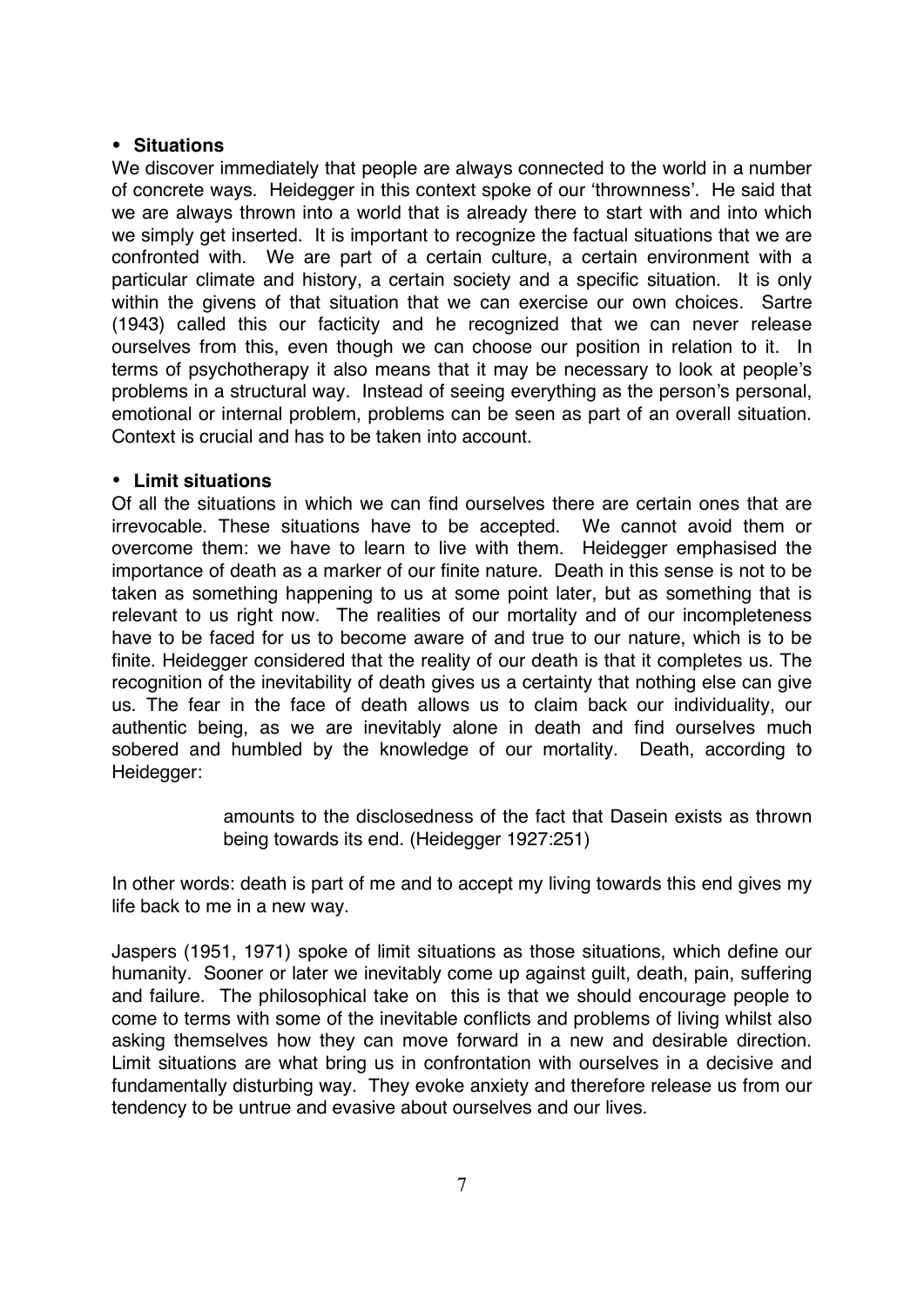- **Situations**

We discover immediately that people are always connected to the world in a number of concrete ways. Heidegger in this context spoke of our 'thrownness'. He said that we are always thrown into a world that is already there to start with and into which we simply get inserted. It is important to recognize the factual situations that we are confronted with. We are part of a certain culture, a certain environment with a particular climate and history, a certain society and a specific situation. It is only within the givens of that situation that we can exercise our own choices. Sartre (1943) called this our facticity and he recognized that we can never release ourselves from this, even though we can choose our position in relation to it. In terms of psychotherapy it also means that it may be necessary to look at people's problems in a structural way. Instead of seeing everything as the person's personal, emotional or internal problem, problems can be seen as part of an overall situation. Context is crucial and has to be taken into account.

- **Limit situations**

Of all the situations in which we can find ourselves there are certain ones that are irrevocable. These situations have to be accepted. We cannot avoid them or overcome them: we have to learn to live with them. Heidegger emphasised the importance of death as a marker of our finite nature. Death in this sense is not to be taken as something happening to us at some point later, but as something that is relevant to us right now. The realities of our mortality and of our incompleteness have to be faced for us to become aware of and true to our nature, which is to be finite. Heidegger considered that the reality of our death is that it completes us. The recognition of the inevitability of death gives us a certainty that nothing else can give us. The fear in the face of death allows us to claim back our individuality, our authentic being, as we are inevitably alone in death and find ourselves much sobered and humbled by the knowledge of our mortality. Death, according to Heidegger:

> amounts to the disclosedness of the fact that Dasein exists as thrown being towards its end. (Heidegger 1927:251)

In other words: death is part of me and to accept my living towards this end gives my life back to me in a new way.

Jaspers (1951, 1971) spoke of limit situations as those situations, which define our humanity. Sooner or later we inevitably come up against guilt, death, pain, suffering and failure. The philosophical take on this is that we should encourage people to come to terms with some of the inevitable conflicts and problems of living whilst also asking themselves how they can move forward in a new and desirable direction. Limit situations are what bring us in confrontation with ourselves in a decisive and fundamentally disturbing way. They evoke anxiety and therefore release us from our tendency to be untrue and evasive about ourselves and our lives.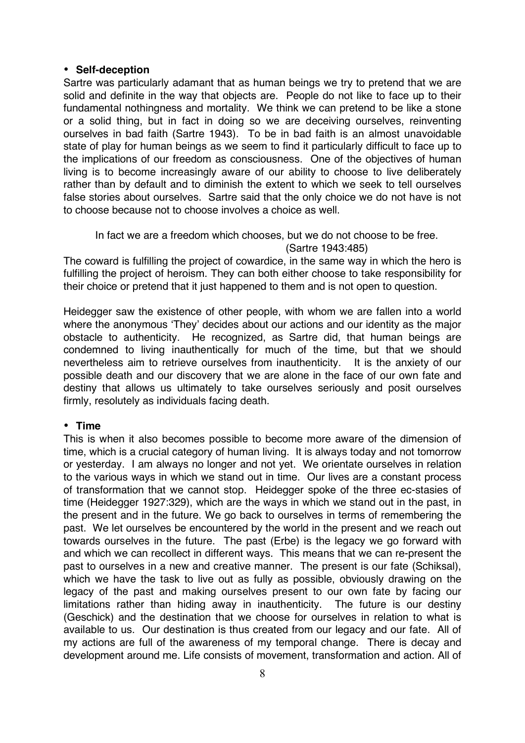- **Self-deception**

Sartre was particularly adamant that as human beings we try to pretend that we are solid and definite in the way that objects are. People do not like to face up to their fundamental nothingness and mortality. We think we can pretend to be like a stone or a solid thing, but in fact in doing so we are deceiving ourselves, reinventing ourselves in bad faith (Sartre 1943). To be in bad faith is an almost unavoidable state of play for human beings as we seem to find it particularly difficult to face up to the implications of our freedom as consciousness. One of the objectives of human living is to become increasingly aware of our ability to choose to live deliberately rather than by default and to diminish the extent to which we seek to tell ourselves false stories about ourselves. Sartre said that the only choice we do not have is not to choose because not to choose involves a choice as well.

> In fact we are a freedom which chooses, but we do not choose to be free.
> (Sartre 1943:485)

The coward is fulfilling the project of cowardice, in the same way in which the hero is fulfilling the project of heroism. They can both either choose to take responsibility for their choice or pretend that it just happened to them and is not open to question.

Heidegger saw the existence of other people, with whom we are fallen into a world where the anonymous 'They' decides about our actions and our identity as the major obstacle to authenticity. He recognized, as Sartre did, that human beings are condemned to living inauthentically for much of the time, but that we should nevertheless aim to retrieve ourselves from inauthenticity. It is the anxiety of our possible death and our discovery that we are alone in the face of our own fate and destiny that allows us ultimately to take ourselves seriously and posit ourselves firmly, resolutely as individuals facing death.

- **Time**

This is when it also becomes possible to become more aware of the dimension of time, which is a crucial category of human living. It is always today and not tomorrow or yesterday. I am always no longer and not yet. We orientate ourselves in relation to the various ways in which we stand out in time. Our lives are a constant process of transformation that we cannot stop. Heidegger spoke of the three ec-stasies of time (Heidegger 1927:329), which are the ways in which we stand out in the past, in the present and in the future. We go back to ourselves in terms of remembering the past. We let ourselves be encountered by the world in the present and we reach out towards ourselves in the future. The past (Erbe) is the legacy we go forward with and which we can recollect in different ways. This means that we can re-present the past to ourselves in a new and creative manner. The present is our fate (Schiksal), which we have the task to live out as fully as possible, obviously drawing on the legacy of the past and making ourselves present to our own fate by facing our limitations rather than hiding away in inauthenticity. The future is our destiny (Geschick) and the destination that we choose for ourselves in relation to what is available to us. Our destination is thus created from our legacy and our fate. All of my actions are full of the awareness of my temporal change. There is decay and development around me. Life consists of movement, transformation and action. All of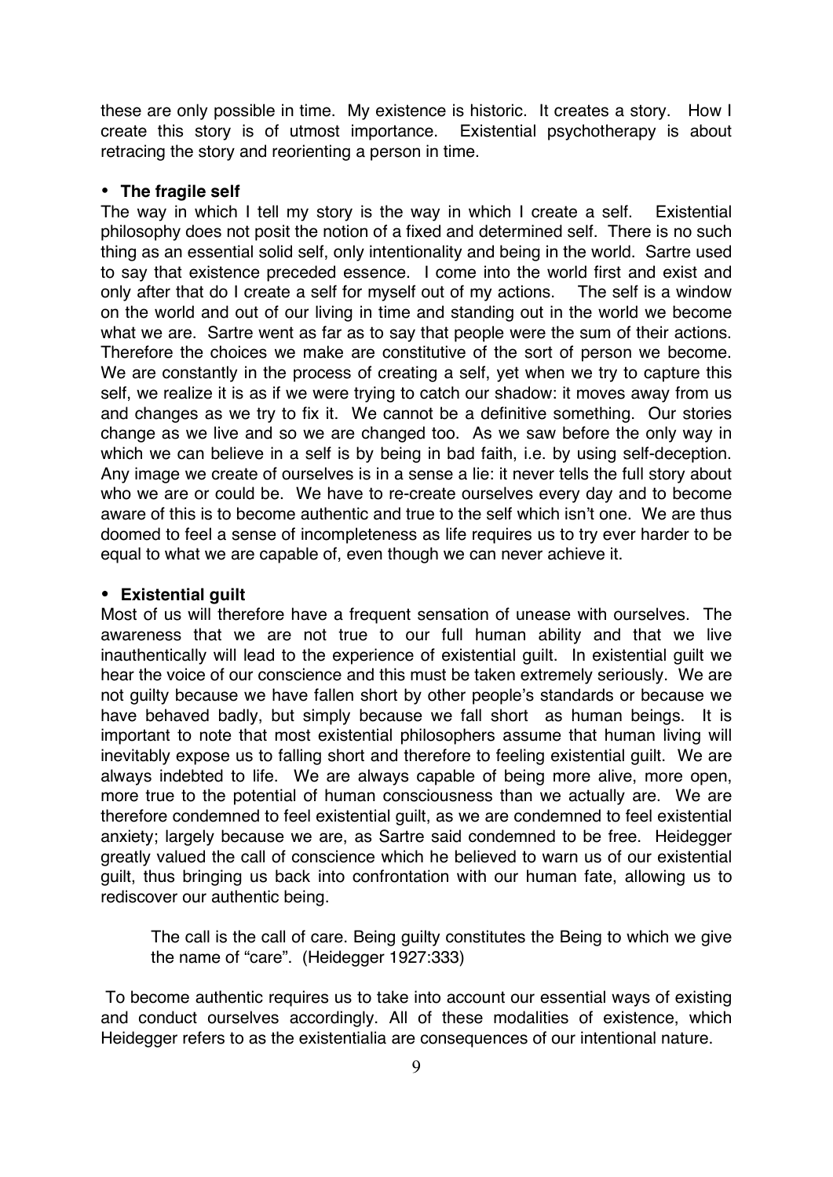these are only possible in time. My existence is historic. It creates a story. How I create this story is of utmost importance. Existential psychotherapy is about retracing the story and reorienting a person in time.

- **The fragile self**

The way in which I tell my story is the way in which I create a self. Existential philosophy does not posit the notion of a fixed and determined self. There is no such thing as an essential solid self, only intentionality and being in the world. Sartre used to say that existence preceded essence. I come into the world first and exist and only after that do I create a self for myself out of my actions. The self is a window on the world and out of our living in time and standing out in the world we become what we are. Sartre went as far as to say that people were the sum of their actions. Therefore the choices we make are constitutive of the sort of person we become. We are constantly in the process of creating a self, yet when we try to capture this self, we realize it is as if we were trying to catch our shadow: it moves away from us and changes as we try to fix it. We cannot be a definitive something. Our stories change as we live and so we are changed too. As we saw before the only way in which we can believe in a self is by being in bad faith, i.e. by using self-deception. Any image we create of ourselves is in a sense a lie: it never tells the full story about who we are or could be. We have to re-create ourselves every day and to become aware of this is to become authentic and true to the self which isn't one. We are thus doomed to feel a sense of incompleteness as life requires us to try ever harder to be equal to what we are capable of, even though we can never achieve it.

- **Existential guilt**

Most of us will therefore have a frequent sensation of unease with ourselves. The awareness that we are not true to our full human ability and that we live inauthentically will lead to the experience of existential guilt. In existential guilt we hear the voice of our conscience and this must be taken extremely seriously. We are not guilty because we have fallen short by other people's standards or because we have behaved badly, but simply because we fall short as human beings. It is important to note that most existential philosophers assume that human living will inevitably expose us to falling short and therefore to feeling existential guilt. We are always indebted to life. We are always capable of being more alive, more open, more true to the potential of human consciousness than we actually are. We are therefore condemned to feel existential guilt, as we are condemned to feel existential anxiety; largely because we are, as Sartre said condemned to be free. Heidegger greatly valued the call of conscience which he believed to warn us of our existential guilt, thus bringing us back into confrontation with our human fate, allowing us to rediscover our authentic being.

> The call is the call of care. Being guilty constitutes the Being to which we give the name of "care". (Heidegger 1927:333)

To become authentic requires us to take into account our essential ways of existing and conduct ourselves accordingly. All of these modalities of existence, which Heidegger refers to as the existentialia are consequences of our intentional nature.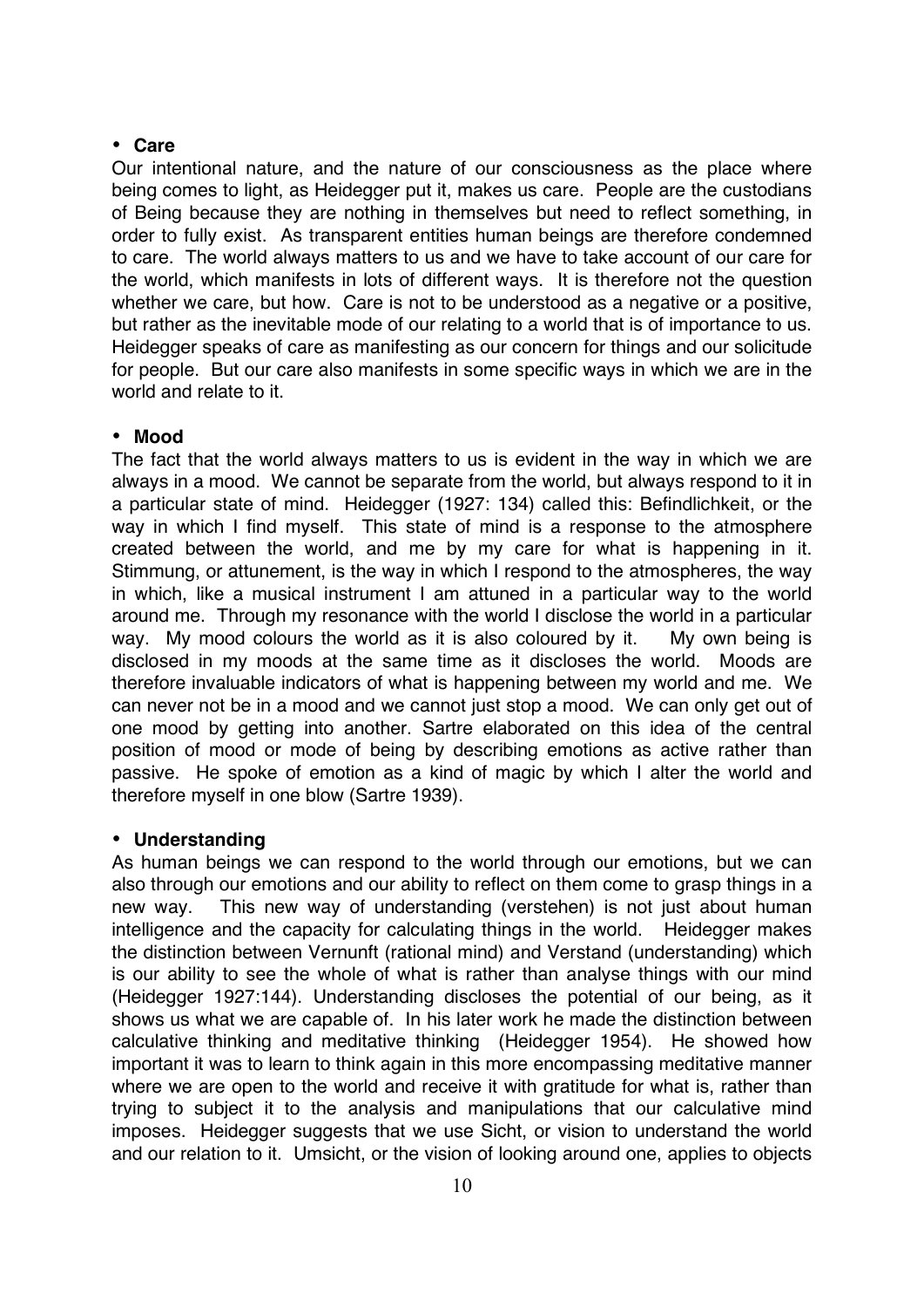- **Care**

Our intentional nature, and the nature of our consciousness as the place where being comes to light, as Heidegger put it, makes us care. People are the custodians of Being because they are nothing in themselves but need to reflect something, in order to fully exist. As transparent entities human beings are therefore condemned to care. The world always matters to us and we have to take account of our care for the world, which manifests in lots of different ways. It is therefore not the question whether we care, but how. Care is not to be understood as a negative or a positive, but rather as the inevitable mode of our relating to a world that is of importance to us. Heidegger speaks of care as manifesting as our concern for things and our solicitude for people. But our care also manifests in some specific ways in which we are in the world and relate to it.

- **Mood**

The fact that the world always matters to us is evident in the way in which we are always in a mood. We cannot be separate from the world, but always respond to it in a particular state of mind. Heidegger (1927: 134) called this: Befindlichkeit, or the way in which I find myself. This state of mind is a response to the atmosphere created between the world, and me by my care for what is happening in it. Stimmung, or attunement, is the way in which I respond to the atmospheres, the way in which, like a musical instrument I am attuned in a particular way to the world around me. Through my resonance with the world I disclose the world in a particular way. My mood colours the world as it is also coloured by it. My own being is disclosed in my moods at the same time as it discloses the world. Moods are therefore invaluable indicators of what is happening between my world and me. We can never not be in a mood and we cannot just stop a mood. We can only get out of one mood by getting into another. Sartre elaborated on this idea of the central position of mood or mode of being by describing emotions as active rather than passive. He spoke of emotion as a kind of magic by which I alter the world and therefore myself in one blow (Sartre 1939).

- **Understanding**

As human beings we can respond to the world through our emotions, but we can also through our emotions and our ability to reflect on them come to grasp things in a new way. This new way of understanding (verstehen) is not just about human intelligence and the capacity for calculating things in the world. Heidegger makes the distinction between Vernunft (rational mind) and Verstand (understanding) which is our ability to see the whole of what is rather than analyse things with our mind (Heidegger 1927:144). Understanding discloses the potential of our being, as it shows us what we are capable of. In his later work he made the distinction between calculative thinking and meditative thinking (Heidegger 1954). He showed how important it was to learn to think again in this more encompassing meditative manner where we are open to the world and receive it with gratitude for what is, rather than trying to subject it to the analysis and manipulations that our calculative mind imposes. Heidegger suggests that we use Sicht, or vision to understand the world and our relation to it. Umsicht, or the vision of looking around one, applies to objects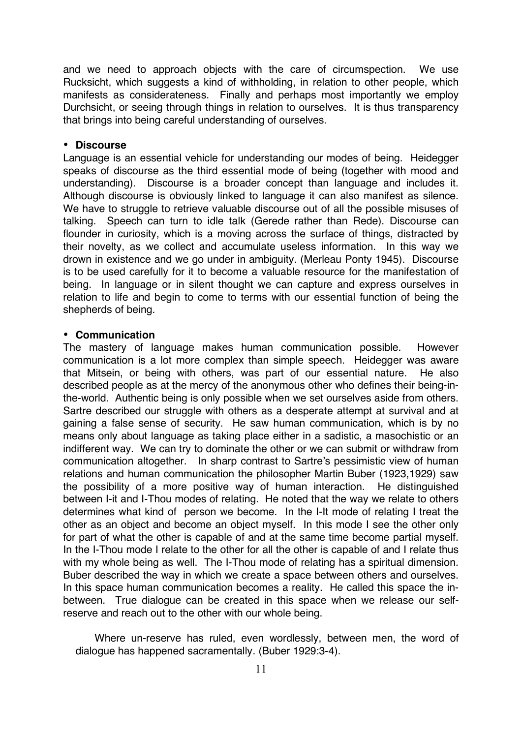and we need to approach objects with the care of circumspection. We use Rucksicht, which suggests a kind of withholding, in relation to other people, which manifests as considerateness. Finally and perhaps most importantly we employ Durchsicht, or seeing through things in relation to ourselves. It is thus transparency that brings into being careful understanding of ourselves.

- **Discourse**

Language is an essential vehicle for understanding our modes of being. Heidegger speaks of discourse as the third essential mode of being (together with mood and understanding). Discourse is a broader concept than language and includes it. Although discourse is obviously linked to language it can also manifest as silence. We have to struggle to retrieve valuable discourse out of all the possible misuses of talking. Speech can turn to idle talk (Gerede rather than Rede). Discourse can flounder in curiosity, which is a moving across the surface of things, distracted by their novelty, as we collect and accumulate useless information. In this way we drown in existence and we go under in ambiguity. (Merleau Ponty 1945). Discourse is to be used carefully for it to become a valuable resource for the manifestation of being. In language or in silent thought we can capture and express ourselves in relation to life and begin to come to terms with our essential function of being the shepherds of being.

- **Communication**

The mastery of language makes human communication possible. However communication is a lot more complex than simple speech. Heidegger was aware that Mitsein, or being with others, was part of our essential nature. He also described people as at the mercy of the anonymous other who defines their being-in-the-world. Authentic being is only possible when we set ourselves aside from others. Sartre described our struggle with others as a desperate attempt at survival and at gaining a false sense of security. He saw human communication, which is by no means only about language as taking place either in a sadistic, a masochistic or an indifferent way. We can try to dominate the other or we can submit or withdraw from communication altogether. In sharp contrast to Sartre's pessimistic view of human relations and human communication the philosopher Martin Buber (1923,1929) saw the possibility of a more positive way of human interaction. He distinguished between I-it and I-Thou modes of relating. He noted that the way we relate to others determines what kind of person we become. In the I-It mode of relating I treat the other as an object and become an object myself. In this mode I see the other only for part of what the other is capable of and at the same time become partial myself. In the I-Thou mode I relate to the other for all the other is capable of and I relate thus with my whole being as well. The I-Thou mode of relating has a spiritual dimension. Buber described the way in which we create a space between others and ourselves. In this space human communication becomes a reality. He called this space the in-between. True dialogue can be created in this space when we release our self-reserve and reach out to the other with our whole being.

> Where un-reserve has ruled, even wordlessly, between men, the word of dialogue has happened sacramentally. (Buber 1929:3-4).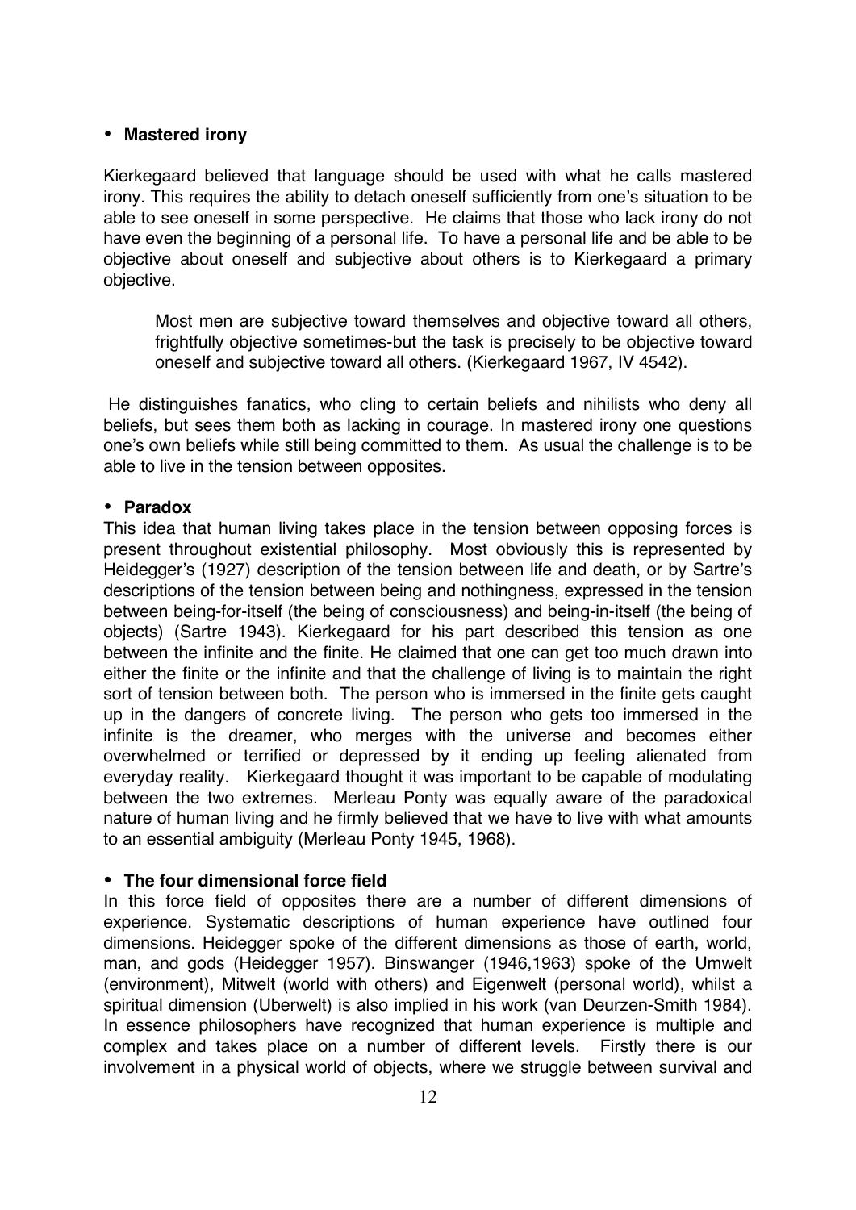- **Mastered irony**

Kierkegaard believed that language should be used with what he calls mastered irony. This requires the ability to detach oneself sufficiently from one's situation to be able to see oneself in some perspective. He claims that those who lack irony do not have even the beginning of a personal life. To have a personal life and be able to be objective about oneself and subjective about others is to Kierkegaard a primary objective.

> Most men are subjective toward themselves and objective toward all others, frightfully objective sometimes-but the task is precisely to be objective toward oneself and subjective toward all others. (Kierkegaard 1967, IV 4542).

He distinguishes fanatics, who cling to certain beliefs and nihilists who deny all beliefs, but sees them both as lacking in courage. In mastered irony one questions one's own beliefs while still being committed to them. As usual the challenge is to be able to live in the tension between opposites.

- **Paradox**

This idea that human living takes place in the tension between opposing forces is present throughout existential philosophy. Most obviously this is represented by Heidegger's (1927) description of the tension between life and death, or by Sartre's descriptions of the tension between being and nothingness, expressed in the tension between being-for-itself (the being of consciousness) and being-in-itself (the being of objects) (Sartre 1943). Kierkegaard for his part described this tension as one between the infinite and the finite. He claimed that one can get too much drawn into either the finite or the infinite and that the challenge of living is to maintain the right sort of tension between both. The person who is immersed in the finite gets caught up in the dangers of concrete living. The person who gets too immersed in the infinite is the dreamer, who merges with the universe and becomes either overwhelmed or terrified or depressed by it ending up feeling alienated from everyday reality. Kierkegaard thought it was important to be capable of modulating between the two extremes. Merleau Ponty was equally aware of the paradoxical nature of human living and he firmly believed that we have to live with what amounts to an essential ambiguity (Merleau Ponty 1945, 1968).

- **The four dimensional force field**

In this force field of opposites there are a number of different dimensions of experience. Systematic descriptions of human experience have outlined four dimensions. Heidegger spoke of the different dimensions as those of earth, world, man, and gods (Heidegger 1957). Binswanger (1946,1963) spoke of the Umwelt (environment), Mitwelt (world with others) and Eigenwelt (personal world), whilst a spiritual dimension (Uberwelt) is also implied in his work (van Deurzen-Smith 1984). In essence philosophers have recognized that human experience is multiple and complex and takes place on a number of different levels. Firstly there is our involvement in a physical world of objects, where we struggle between survival and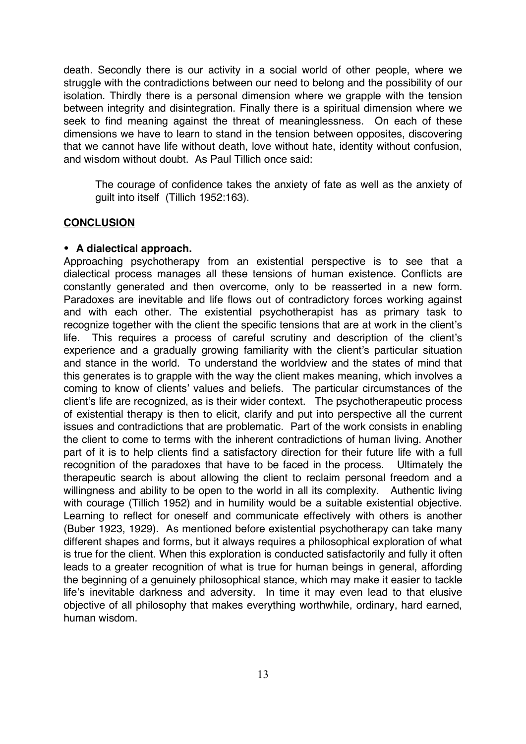death. Secondly there is our activity in a social world of other people, where we struggle with the contradictions between our need to belong and the possibility of our isolation. Thirdly there is a personal dimension where we grapple with the tension between integrity and disintegration. Finally there is a spiritual dimension where we seek to find meaning against the threat of meaninglessness. On each of these dimensions we have to learn to stand in the tension between opposites, discovering that we cannot have life without death, love without hate, identity without confusion, and wisdom without doubt. As Paul Tillich once said:

> The courage of confidence takes the anxiety of fate as well as the anxiety of guilt into itself (Tillich 1952:163).

## CONCLUSION

- **A dialectical approach.**

Approaching psychotherapy from an existential perspective is to see that a dialectical process manages all these tensions of human existence. Conflicts are constantly generated and then overcome, only to be reasserted in a new form. Paradoxes are inevitable and life flows out of contradictory forces working against and with each other. The existential psychotherapist has as primary task to recognize together with the client the specific tensions that are at work in the client's life. This requires a process of careful scrutiny and description of the client's experience and a gradually growing familiarity with the client's particular situation and stance in the world. To understand the worldview and the states of mind that this generates is to grapple with the way the client makes meaning, which involves a coming to know of clients' values and beliefs. The particular circumstances of the client's life are recognized, as is their wider context. The psychotherapeutic process of existential therapy is then to elicit, clarify and put into perspective all the current issues and contradictions that are problematic. Part of the work consists in enabling the client to come to terms with the inherent contradictions of human living. Another part of it is to help clients find a satisfactory direction for their future life with a full recognition of the paradoxes that have to be faced in the process. Ultimately the therapeutic search is about allowing the client to reclaim personal freedom and a willingness and ability to be open to the world in all its complexity. Authentic living with courage (Tillich 1952) and in humility would be a suitable existential objective. Learning to reflect for oneself and communicate effectively with others is another (Buber 1923, 1929). As mentioned before existential psychotherapy can take many different shapes and forms, but it always requires a philosophical exploration of what is true for the client. When this exploration is conducted satisfactorily and fully it often leads to a greater recognition of what is true for human beings in general, affording the beginning of a genuinely philosophical stance, which may make it easier to tackle life's inevitable darkness and adversity. In time it may even lead to that elusive objective of all philosophy that makes everything worthwhile, ordinary, hard earned, human wisdom.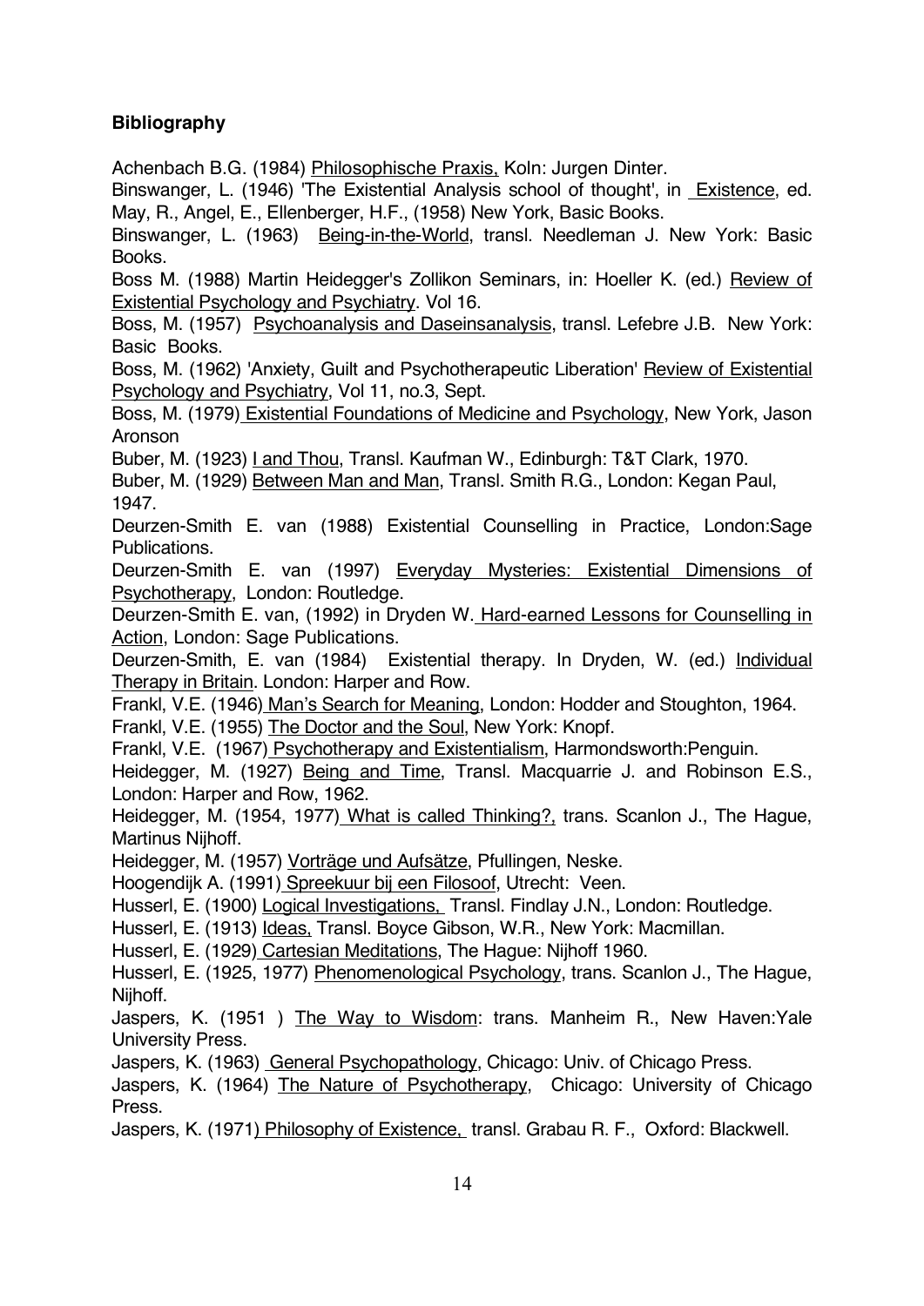**Bibliography**

Achenbach B.G. (1984) Philosophische Praxis, Koln: Jurgen Dinter.

Binswanger, L. (1946) 'The Existential Analysis school of thought', in Existence, ed. May, R., Angel, E., Ellenberger, H.F., (1958) New York, Basic Books.

Binswanger, L. (1963) Being-in-the-World, transl. Needleman J. New York: Basic Books.

Boss M. (1988) Martin Heidegger's Zollikon Seminars, in: Hoeller K. (ed.) Review of Existential Psychology and Psychiatry. Vol 16.

Boss, M. (1957) Psychoanalysis and Daseinsanalysis, transl. Lefebre J.B. New York: Basic Books.

Boss, M. (1962) 'Anxiety, Guilt and Psychotherapeutic Liberation' Review of Existential Psychology and Psychiatry, Vol 11, no.3, Sept.

Boss, M. (1979) Existential Foundations of Medicine and Psychology, New York, Jason Aronson

Buber, M. (1923) I and Thou, Transl. Kaufman W., Edinburgh: T&T Clark, 1970.

Buber, M. (1929) Between Man and Man, Transl. Smith R.G., London: Kegan Paul, 1947.

Deurzen-Smith E. van (1988) Existential Counselling in Practice, London:Sage Publications.

Deurzen-Smith E. van (1997) Everyday Mysteries: Existential Dimensions of Psychotherapy, London: Routledge.

Deurzen-Smith E. van, (1992) in Dryden W. Hard-earned Lessons for Counselling in Action, London: Sage Publications.

Deurzen-Smith, E. van (1984) Existential therapy. In Dryden, W. (ed.) Individual Therapy in Britain. London: Harper and Row.

Frankl, V.E. (1946) Man's Search for Meaning, London: Hodder and Stoughton, 1964.

Frankl, V.E. (1955) The Doctor and the Soul, New York: Knopf.

Frankl, V.E. (1967) Psychotherapy and Existentialism, Harmondsworth:Penguin.

Heidegger, M. (1927) Being and Time, Transl. Macquarrie J. and Robinson E.S., London: Harper and Row, 1962.

Heidegger, M. (1954, 1977) What is called Thinking?, trans. Scanlon J., The Hague, Martinus Nijhoff.

Heidegger, M. (1957) Vorträge und Aufsätze, Pfullingen, Neske.

Hoogendijk A. (1991) Spreekuur bij een Filosoof, Utrecht: Veen.

Husserl, E. (1900) Logical Investigations, Transl. Findlay J.N., London: Routledge.

Husserl, E. (1913) Ideas, Transl. Boyce Gibson, W.R., New York: Macmillan.

Husserl, E. (1929) Cartesian Meditations, The Hague: Nijhoff 1960.

Husserl, E. (1925, 1977) Phenomenological Psychology, trans. Scanlon J., The Hague, Nijhoff.

Jaspers, K. (1951 ) The Way to Wisdom: trans. Manheim R., New Haven:Yale University Press.

Jaspers, K. (1963) General Psychopathology, Chicago: Univ. of Chicago Press.

Jaspers, K. (1964) The Nature of Psychotherapy, Chicago: University of Chicago Press.

Jaspers, K. (1971) Philosophy of Existence, transl. Grabau R. F., Oxford: Blackwell.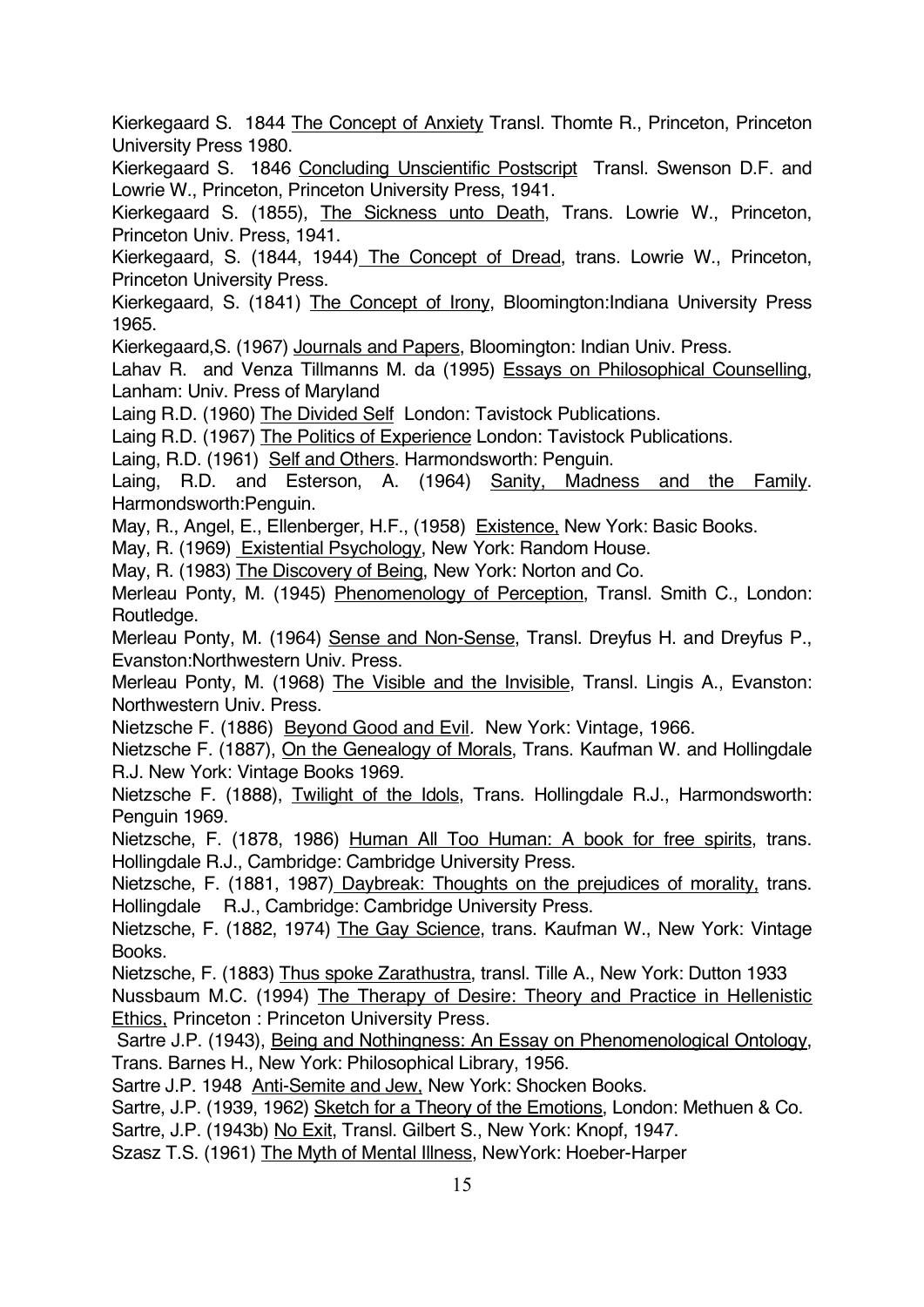Kierkegaard S. 1844 The Concept of Anxiety Transl. Thomte R., Princeton, Princeton University Press 1980.

Kierkegaard S. 1846 Concluding Unscientific Postscript Transl. Swenson D.F. and Lowrie W., Princeton, Princeton University Press, 1941.

Kierkegaard S. (1855), The Sickness unto Death, Trans. Lowrie W., Princeton, Princeton Univ. Press, 1941.

Kierkegaard, S. (1844, 1944) The Concept of Dread, trans. Lowrie W., Princeton, Princeton University Press.

Kierkegaard, S. (1841) The Concept of Irony, Bloomington:Indiana University Press 1965.

Kierkegaard,S. (1967) Journals and Papers, Bloomington: Indian Univ. Press.

Lahav R. and Venza Tillmanns M. da (1995) Essays on Philosophical Counselling, Lanham: Univ. Press of Maryland

Laing R.D. (1960) The Divided Self London: Tavistock Publications.

Laing R.D. (1967) The Politics of Experience London: Tavistock Publications.

Laing, R.D. (1961) Self and Others. Harmondsworth: Penguin.

Laing, R.D. and Esterson, A. (1964) Sanity, Madness and the Family. Harmondsworth:Penguin.

May, R., Angel, E., Ellenberger, H.F., (1958) Existence, New York: Basic Books.

May, R. (1969) Existential Psychology, New York: Random House.

May, R. (1983) The Discovery of Being, New York: Norton and Co.

Merleau Ponty, M. (1945) Phenomenology of Perception, Transl. Smith C., London: Routledge.

Merleau Ponty, M. (1964) Sense and Non-Sense, Transl. Dreyfus H. and Dreyfus P., Evanston:Northwestern Univ. Press.

Merleau Ponty, M. (1968) The Visible and the Invisible, Transl. Lingis A., Evanston: Northwestern Univ. Press.

Nietzsche F. (1886) Beyond Good and Evil. New York: Vintage, 1966.

Nietzsche F. (1887), On the Genealogy of Morals, Trans. Kaufman W. and Hollingdale R.J. New York: Vintage Books 1969.

Nietzsche F. (1888), Twilight of the Idols, Trans. Hollingdale R.J., Harmondsworth: Penguin 1969.

Nietzsche, F. (1878, 1986) Human All Too Human: A book for free spirits, trans. Hollingdale R.J., Cambridge: Cambridge University Press.

Nietzsche, F. (1881, 1987) Daybreak: Thoughts on the prejudices of morality, trans. Hollingdale R.J., Cambridge: Cambridge University Press.

Nietzsche, F. (1882, 1974) The Gay Science, trans. Kaufman W., New York: Vintage Books.

Nietzsche, F. (1883) Thus spoke Zarathustra, transl. Tille A., New York: Dutton 1933

Nussbaum M.C. (1994) The Therapy of Desire: Theory and Practice in Hellenistic Ethics, Princeton : Princeton University Press.

Sartre J.P. (1943), Being and Nothingness: An Essay on Phenomenological Ontology, Trans. Barnes H., New York: Philosophical Library, 1956.

Sartre J.P. 1948 Anti-Semite and Jew, New York: Shocken Books.

Sartre, J.P. (1939, 1962) Sketch for a Theory of the Emotions, London: Methuen & Co.

Sartre, J.P. (1943b) No Exit, Transl. Gilbert S., New York: Knopf, 1947.

Szasz T.S. (1961) The Myth of Mental Illness, NewYork: Hoeber-Harper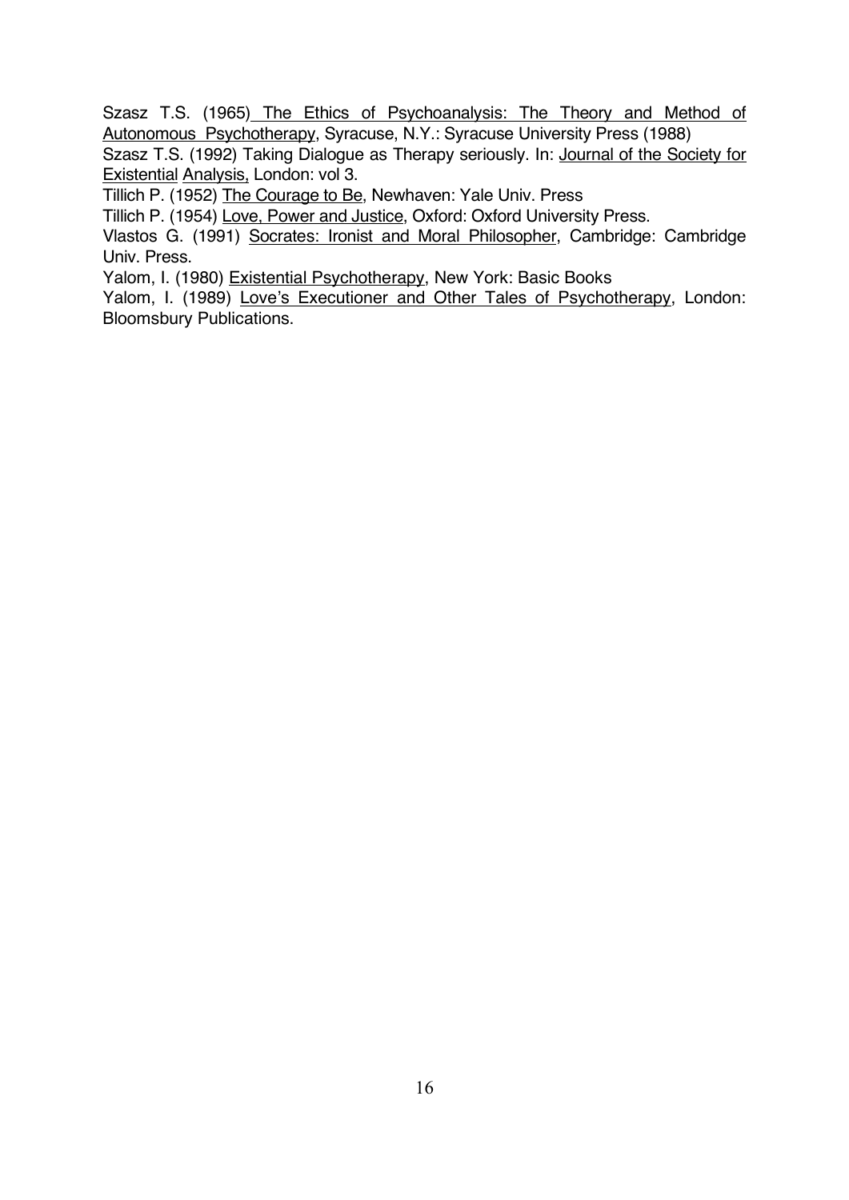Szasz T.S. (1965) The Ethics of Psychoanalysis: The Theory and Method of Autonomous Psychotherapy, Syracuse, N.Y.: Syracuse University Press (1988)

Szasz T.S. (1992) Taking Dialogue as Therapy seriously. In: Journal of the Society for Existential Analysis, London: vol 3.

Tillich P. (1952) The Courage to Be, Newhaven: Yale Univ. Press

Tillich P. (1954) Love, Power and Justice, Oxford: Oxford University Press.

Vlastos G. (1991) Socrates: Ironist and Moral Philosopher, Cambridge: Cambridge Univ. Press.

Yalom, I. (1980) Existential Psychotherapy, New York: Basic Books

Yalom, I. (1989) Love's Executioner and Other Tales of Psychotherapy, London: Bloomsbury Publications.